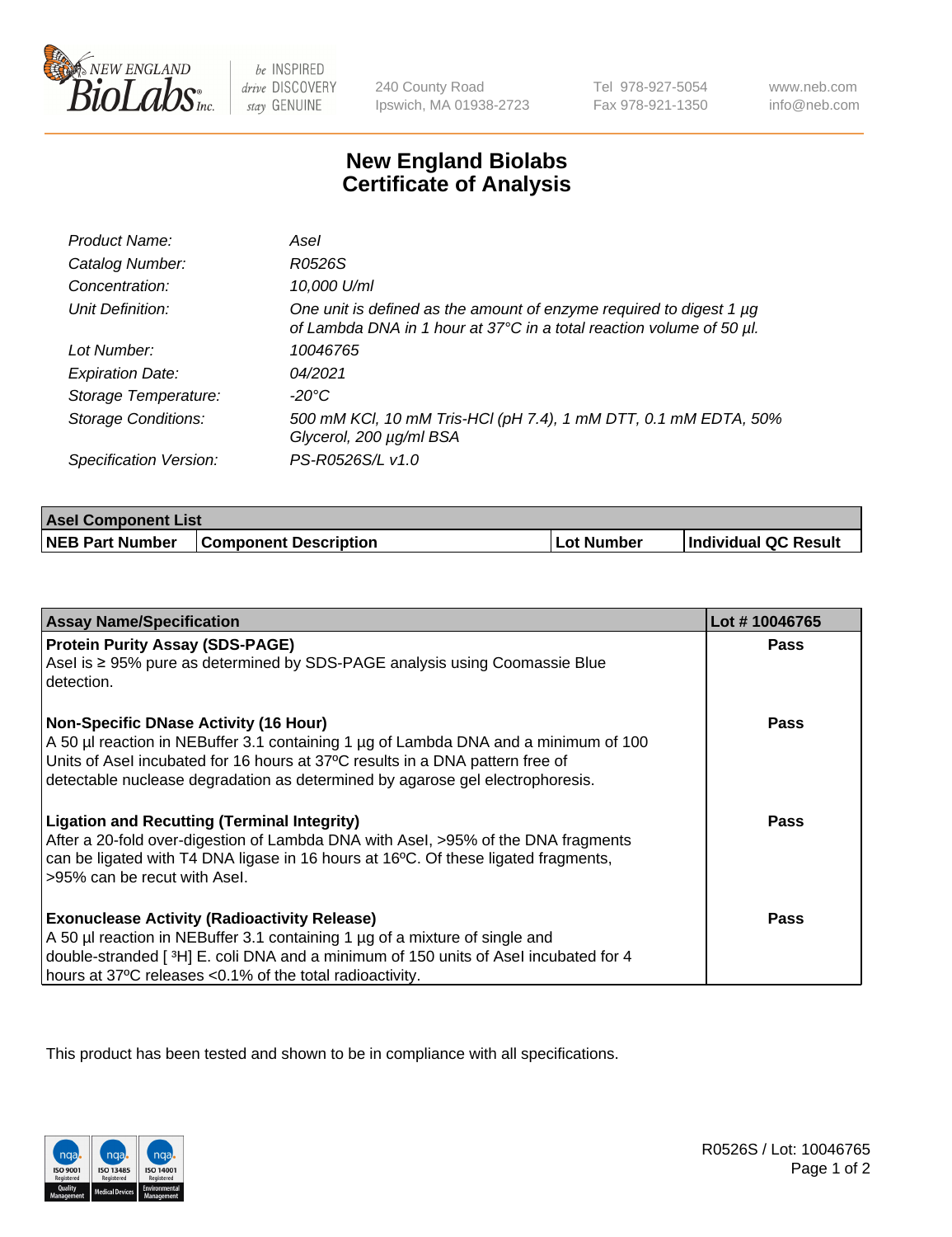# New England Biolabs Certificate of Analysis

| | |
|---|---|
| *Product Name:* | *AseI* |
| *Catalog Number:* | *R0526S* |
| *Concentration:* | *10,000 U/ml* |
| *Unit Definition:* | *One unit is defined as the amount of enzyme required to digest 1 µg of Lambda DNA in 1 hour at 37°C in a total reaction volume of 50 µl.* |
| *Lot Number:* | *10046765* |
| *Expiration Date:* | *04/2021* |
| *Storage Temperature:* | *-20°C* |
| *Storage Conditions:* | *500 mM KCl, 10 mM Tris-HCl (pH 7.4), 1 mM DTT, 0.1 mM EDTA, 50% Glycerol, 200 µg/ml BSA* |
| *Specification Version:* | *PS-R0526S/L v1.0* |

| AseI Component List | | | |
|---|---|---|---|
| **NEB Part Number** | **Component Description** | **Lot Number** | **Individual QC Result** |

| Assay Name/Specification | Lot # 10046765 |
|---|---|
| **Protein Purity Assay (SDS-PAGE)**<br>AseI is ≥ 95% pure as determined by SDS-PAGE analysis using Coomassie Blue detection. | Pass |
| **Non-Specific DNase Activity (16 Hour)**<br>A 50 µl reaction in NEBuffer 3.1 containing 1 µg of Lambda DNA and a minimum of 100 Units of AseI incubated for 16 hours at 37ºC results in a DNA pattern free of detectable nuclease degradation as determined by agarose gel electrophoresis. | Pass |
| **Ligation and Recutting (Terminal Integrity)**<br>After a 20-fold over-digestion of Lambda DNA with AseI, >95% of the DNA fragments can be ligated with T4 DNA ligase in 16 hours at 16ºC. Of these ligated fragments, >95% can be recut with AseI. | Pass |
| **Exonuclease Activity (Radioactivity Release)**<br>A 50 µl reaction in NEBuffer 3.1 containing 1 µg of a mixture of single and double-stranded [ $^3$H] E. coli DNA and a minimum of 150 units of AseI incubated for 4 hours at 37ºC releases <0.1% of the total radioactivity. | Pass |

This product has been tested and shown to be in compliance with all specifications.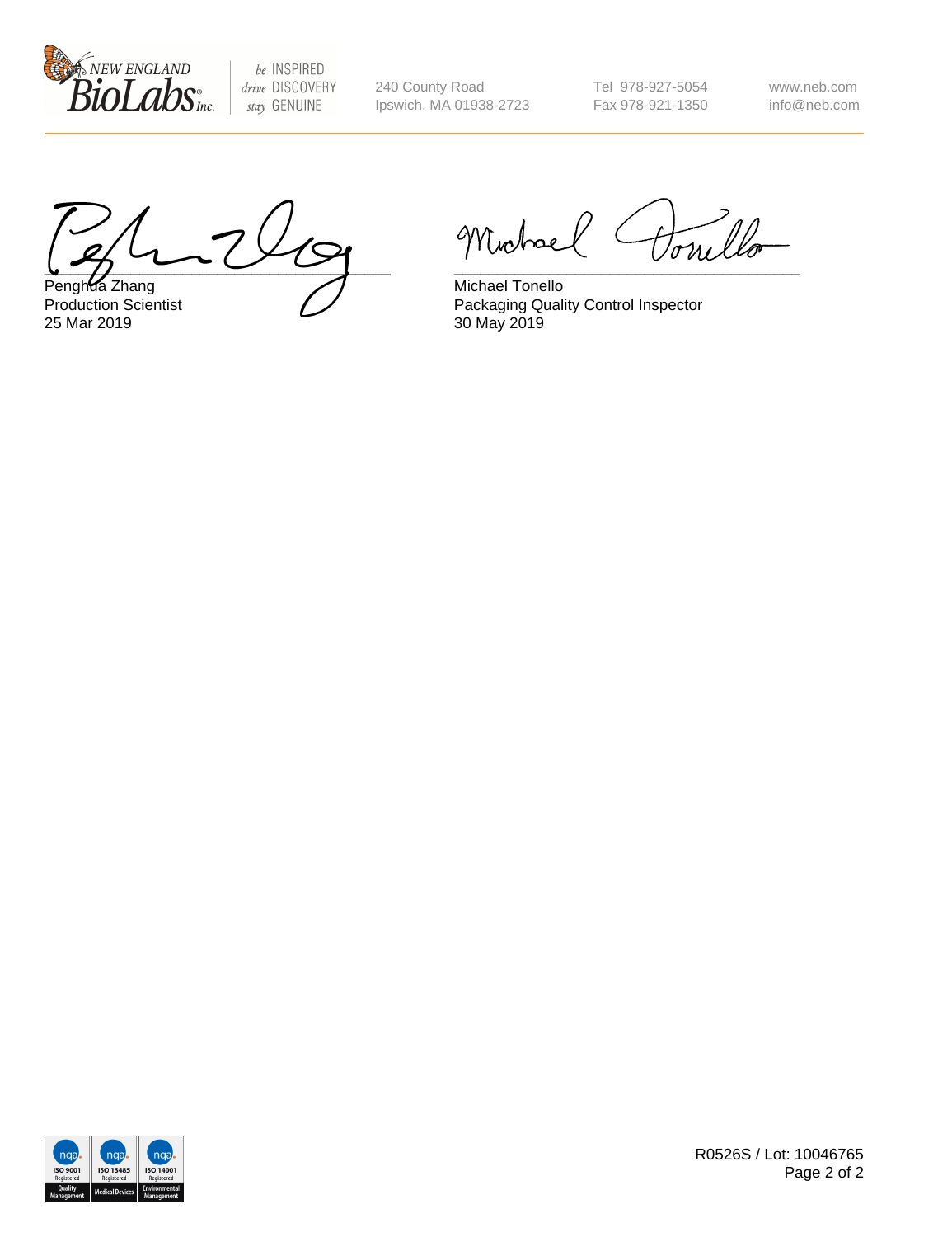Penghua Zhang
Production Scientist
25 Mar 2019

Michael Tonello
Packaging Quality Control Inspector
30 May 2019